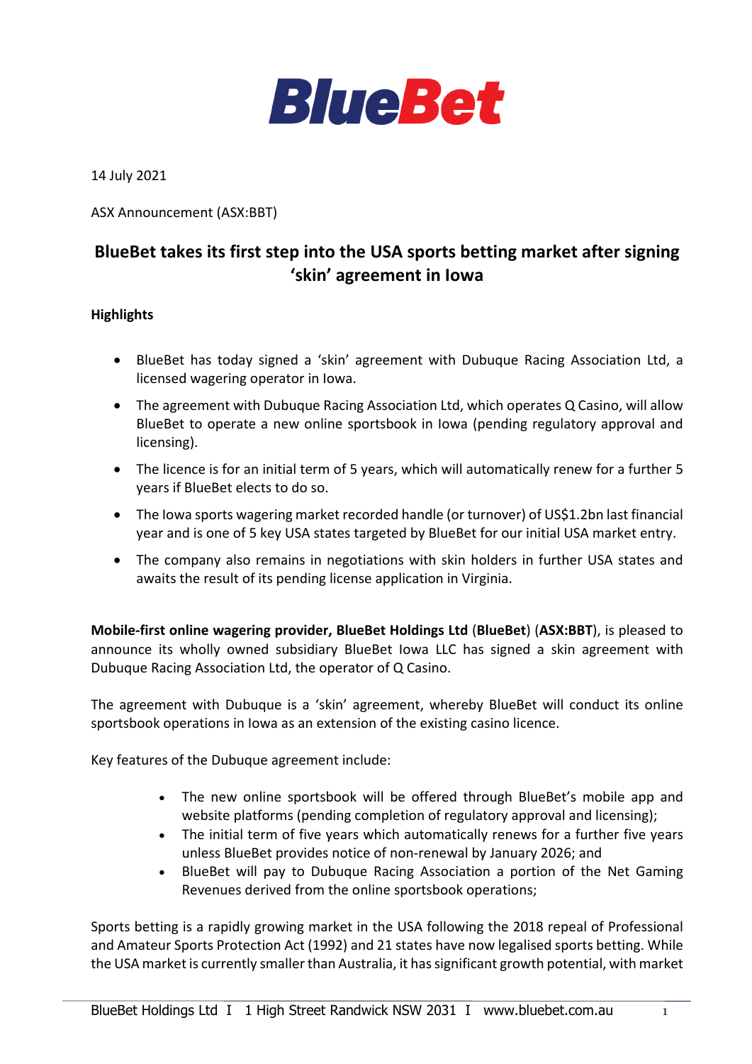BlueBet

14 July 2021

ASX Announcement (ASX:BBT)

# BlueBet takes its first step into the USA sports betting market after signing 'skin' agreement in Iowa

**Highlights**

- BlueBet has today signed a 'skin' agreement with Dubuque Racing Association Ltd, a licensed wagering operator in Iowa.
- The agreement with Dubuque Racing Association Ltd, which operates Q Casino, will allow BlueBet to operate a new online sportsbook in Iowa (pending regulatory approval and licensing).
- The licence is for an initial term of 5 years, which will automatically renew for a further 5 years if BlueBet elects to do so.
- The Iowa sports wagering market recorded handle (or turnover) of US$1.2bn last financial year and is one of 5 key USA states targeted by BlueBet for our initial USA market entry.
- The company also remains in negotiations with skin holders in further USA states and awaits the result of its pending license application in Virginia.

**Mobile-first online wagering provider, BlueBet Holdings Ltd** (**BlueBet**) (**ASX:BBT**), is pleased to announce its wholly owned subsidiary BlueBet Iowa LLC has signed a skin agreement with Dubuque Racing Association Ltd, the operator of Q Casino.

The agreement with Dubuque is a 'skin' agreement, whereby BlueBet will conduct its online sportsbook operations in Iowa as an extension of the existing casino licence.

Key features of the Dubuque agreement include:

- The new online sportsbook will be offered through BlueBet's mobile app and website platforms (pending completion of regulatory approval and licensing);
- The initial term of five years which automatically renews for a further five years unless BlueBet provides notice of non-renewal by January 2026; and
- BlueBet will pay to Dubuque Racing Association a portion of the Net Gaming Revenues derived from the online sportsbook operations;

Sports betting is a rapidly growing market in the USA following the 2018 repeal of Professional and Amateur Sports Protection Act (1992) and 21 states have now legalised sports betting. While the USA market is currently smaller than Australia, it has significant growth potential, with market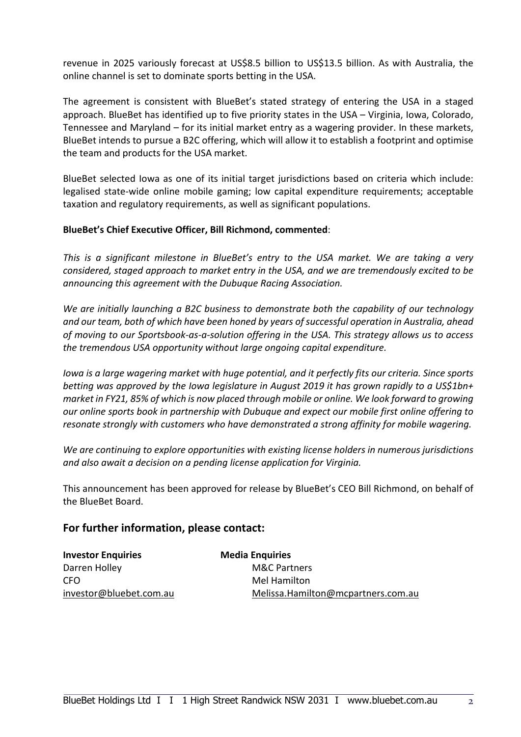revenue in 2025 variously forecast at US$8.5 billion to US$13.5 billion. As with Australia, the online channel is set to dominate sports betting in the USA.

The agreement is consistent with BlueBet's stated strategy of entering the USA in a staged approach. BlueBet has identified up to five priority states in the USA – Virginia, Iowa, Colorado, Tennessee and Maryland – for its initial market entry as a wagering provider. In these markets, BlueBet intends to pursue a B2C offering, which will allow it to establish a footprint and optimise the team and products for the USA market.

BlueBet selected Iowa as one of its initial target jurisdictions based on criteria which include: legalised state-wide online mobile gaming; low capital expenditure requirements; acceptable taxation and regulatory requirements, as well as significant populations.

**BlueBet's Chief Executive Officer, Bill Richmond, commented**:

*This is a significant milestone in BlueBet's entry to the USA market. We are taking a very considered, staged approach to market entry in the USA, and we are tremendously excited to be announcing this agreement with the Dubuque Racing Association.*

*We are initially launching a B2C business to demonstrate both the capability of our technology and our team, both of which have been honed by years of successful operation in Australia, ahead of moving to our Sportsbook-as-a-solution offering in the USA. This strategy allows us to access the tremendous USA opportunity without large ongoing capital expenditure.*

*Iowa is a large wagering market with huge potential, and it perfectly fits our criteria. Since sports betting was approved by the Iowa legislature in August 2019 it has grown rapidly to a US$1bn+ market in FY21, 85% of which is now placed through mobile or online. We look forward to growing our online sports book in partnership with Dubuque and expect our mobile first online offering to resonate strongly with customers who have demonstrated a strong affinity for mobile wagering.*

*We are continuing to explore opportunities with existing license holders in numerous jurisdictions and also await a decision on a pending license application for Virginia.*

This announcement has been approved for release by BlueBet's CEO Bill Richmond, on behalf of the BlueBet Board.

## For further information, please contact:

**Investor Enquiries**
Darren Holley
CFO
investor@bluebet.com.au

**Media Enquiries**
M&C Partners
Mel Hamilton
Melissa.Hamilton@mcpartners.com.au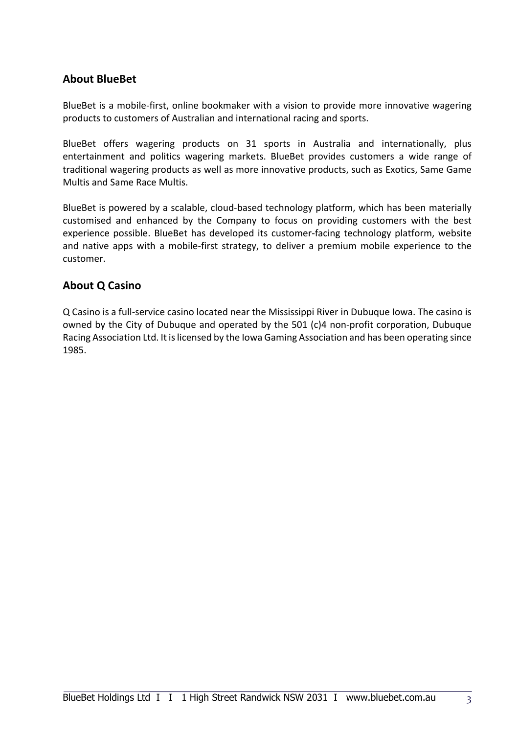## About BlueBet

BlueBet is a mobile-first, online bookmaker with a vision to provide more innovative wagering products to customers of Australian and international racing and sports.

BlueBet offers wagering products on 31 sports in Australia and internationally, plus entertainment and politics wagering markets. BlueBet provides customers a wide range of traditional wagering products as well as more innovative products, such as Exotics, Same Game Multis and Same Race Multis.

BlueBet is powered by a scalable, cloud-based technology platform, which has been materially customised and enhanced by the Company to focus on providing customers with the best experience possible. BlueBet has developed its customer-facing technology platform, website and native apps with a mobile-first strategy, to deliver a premium mobile experience to the customer.

## About Q Casino

Q Casino is a full-service casino located near the Mississippi River in Dubuque Iowa. The casino is owned by the City of Dubuque and operated by the 501 (c)4 non-profit corporation, Dubuque Racing Association Ltd. It is licensed by the Iowa Gaming Association and has been operating since 1985.